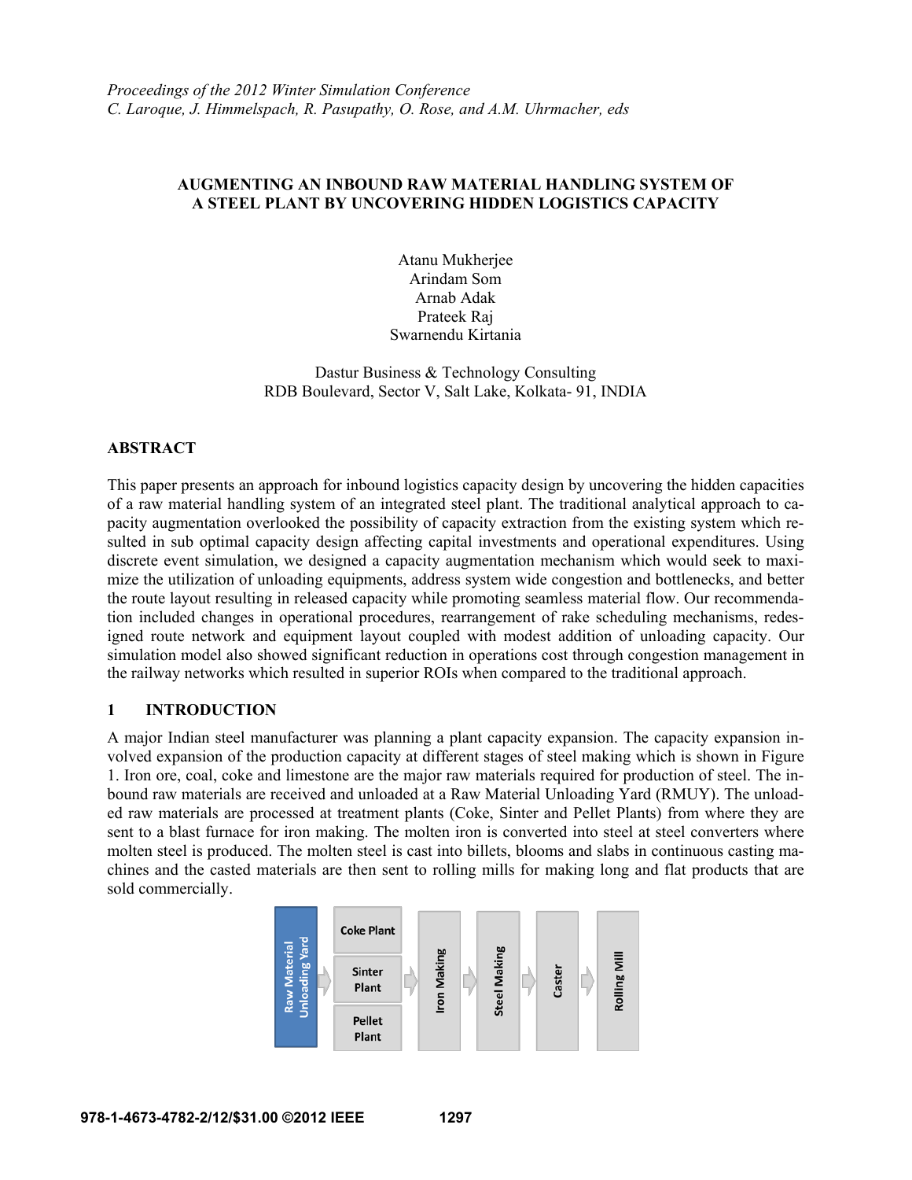*Proceedings of the 2012 Winter Simulation Conference*
*C. Laroque, J. Himmelspach, R. Pasupathy, O. Rose, and A.M. Uhrmacher, eds*

# AUGMENTING AN INBOUND RAW MATERIAL HANDLING SYSTEM OF A STEEL PLANT BY UNCOVERING HIDDEN LOGISTICS CAPACITY

Atanu Mukherjee
Arindam Som
Arnab Adak
Prateek Raj
Swarnendu Kirtania

Dastur Business & Technology Consulting
RDB Boulevard, Sector V, Salt Lake, Kolkata- 91, INDIA

## ABSTRACT

This paper presents an approach for inbound logistics capacity design by uncovering the hidden capacities of a raw material handling system of an integrated steel plant. The traditional analytical approach to capacity augmentation overlooked the possibility of capacity extraction from the existing system which resulted in sub optimal capacity design affecting capital investments and operational expenditures. Using discrete event simulation, we designed a capacity augmentation mechanism which would seek to maximize the utilization of unloading equipments, address system wide congestion and bottlenecks, and better the route layout resulting in released capacity while promoting seamless material flow. Our recommendation included changes in operational procedures, rearrangement of rake scheduling mechanisms, redesigned route network and equipment layout coupled with modest addition of unloading capacity. Our simulation model also showed significant reduction in operations cost through congestion management in the railway networks which resulted in superior ROIs when compared to the traditional approach.

## 1 INTRODUCTION

A major Indian steel manufacturer was planning a plant capacity expansion. The capacity expansion involved expansion of the production capacity at different stages of steel making which is shown in Figure 1. Iron ore, coal, coke and limestone are the major raw materials required for production of steel. The inbound raw materials are received and unloaded at a Raw Material Unloading Yard (RMUY). The unloaded raw materials are processed at treatment plants (Coke, Sinter and Pellet Plants) from where they are sent to a blast furnace for iron making. The molten iron is converted into steel at steel converters where molten steel is produced. The molten steel is cast into billets, blooms and slabs in continuous casting machines and the casted materials are then sent to rolling mills for making long and flat products that are sold commercially.

Raw Material Unloading Yard → Coke Plant / Sinter Plant / Pellet Plant → Iron Making → Steel Making → Caster → Rolling Mill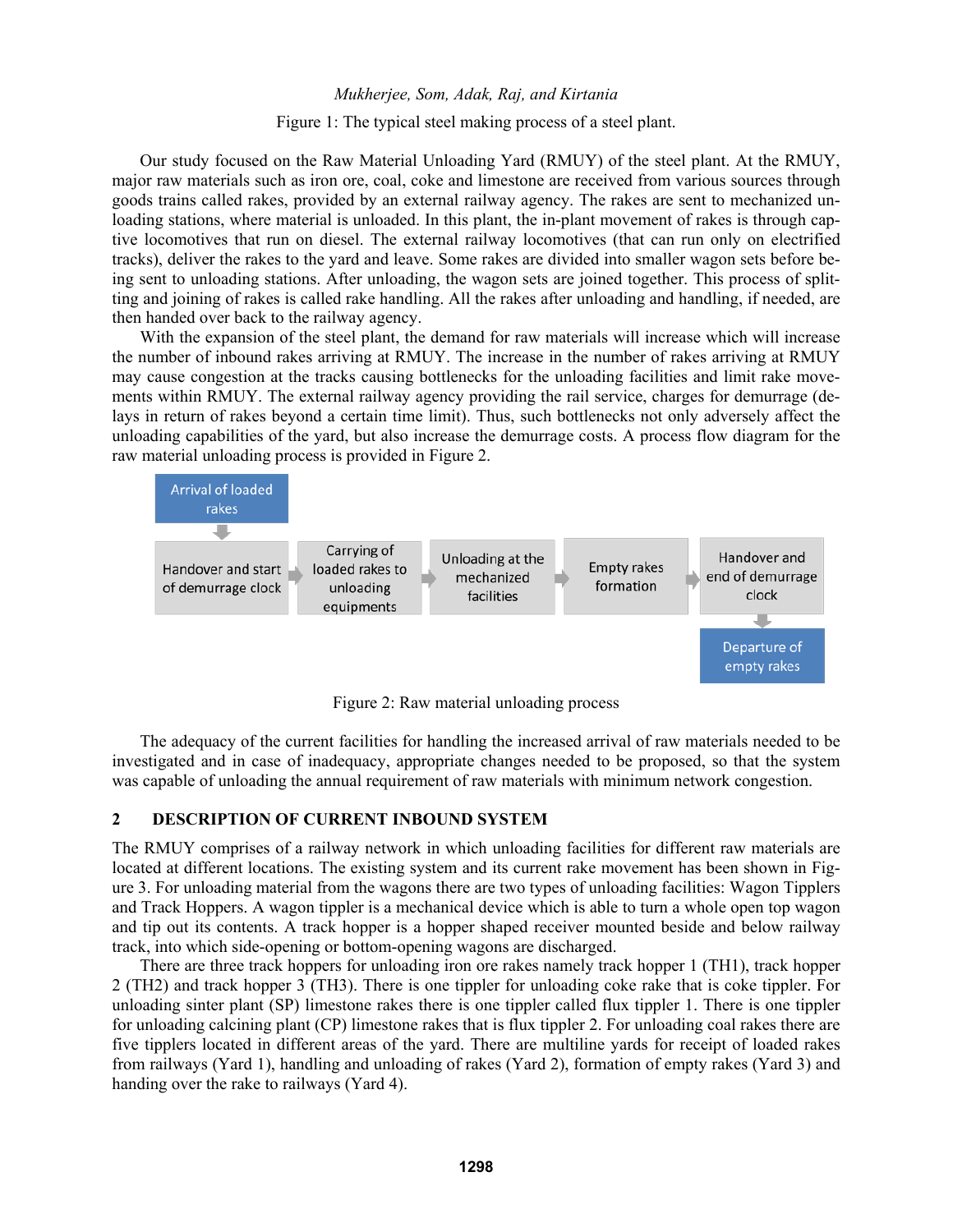Figure 1: The typical steel making process of a steel plant.

Our study focused on the Raw Material Unloading Yard (RMUY) of the steel plant. At the RMUY, major raw materials such as iron ore, coal, coke and limestone are received from various sources through goods trains called rakes, provided by an external railway agency. The rakes are sent to mechanized unloading stations, where material is unloaded. In this plant, the in-plant movement of rakes is through captive locomotives that run on diesel. The external railway locomotives (that can run only on electrified tracks), deliver the rakes to the yard and leave. Some rakes are divided into smaller wagon sets before being sent to unloading stations. After unloading, the wagon sets are joined together. This process of splitting and joining of rakes is called rake handling. All the rakes after unloading and handling, if needed, are then handed over back to the railway agency.

With the expansion of the steel plant, the demand for raw materials will increase which will increase the number of inbound rakes arriving at RMUY. The increase in the number of rakes arriving at RMUY may cause congestion at the tracks causing bottlenecks for the unloading facilities and limit rake movements within RMUY. The external railway agency providing the rail service, charges for demurrage (delays in return of rakes beyond a certain time limit). Thus, such bottlenecks not only adversely affect the unloading capabilities of the yard, but also increase the demurrage costs. A process flow diagram for the raw material unloading process is provided in Figure 2.

Arrival of loaded rakes → Handover and start of demurrage clock → Carrying of loaded rakes to unloading equipments → Unloading at the mechanized facilities → Empty rakes formation → Handover and end of demurrage clock → Departure of empty rakes

Figure 2: Raw material unloading process

The adequacy of the current facilities for handling the increased arrival of raw materials needed to be investigated and in case of inadequacy, appropriate changes needed to be proposed, so that the system was capable of unloading the annual requirement of raw materials with minimum network congestion.

## 2 DESCRIPTION OF CURRENT INBOUND SYSTEM

The RMUY comprises of a railway network in which unloading facilities for different raw materials are located at different locations. The existing system and its current rake movement has been shown in Figure 3. For unloading material from the wagons there are two types of unloading facilities: Wagon Tipplers and Track Hoppers. A wagon tippler is a mechanical device which is able to turn a whole open top wagon and tip out its contents. A track hopper is a hopper shaped receiver mounted beside and below railway track, into which side-opening or bottom-opening wagons are discharged.

There are three track hoppers for unloading iron ore rakes namely track hopper 1 (TH1), track hopper 2 (TH2) and track hopper 3 (TH3). There is one tippler for unloading coke rake that is coke tippler. For unloading sinter plant (SP) limestone rakes there is one tippler called flux tippler 1. There is one tippler for unloading calcining plant (CP) limestone rakes that is flux tippler 2. For unloading coal rakes there are five tipplers located in different areas of the yard. There are multiline yards for receipt of loaded rakes from railways (Yard 1), handling and unloading of rakes (Yard 2), formation of empty rakes (Yard 3) and handing over the rake to railways (Yard 4).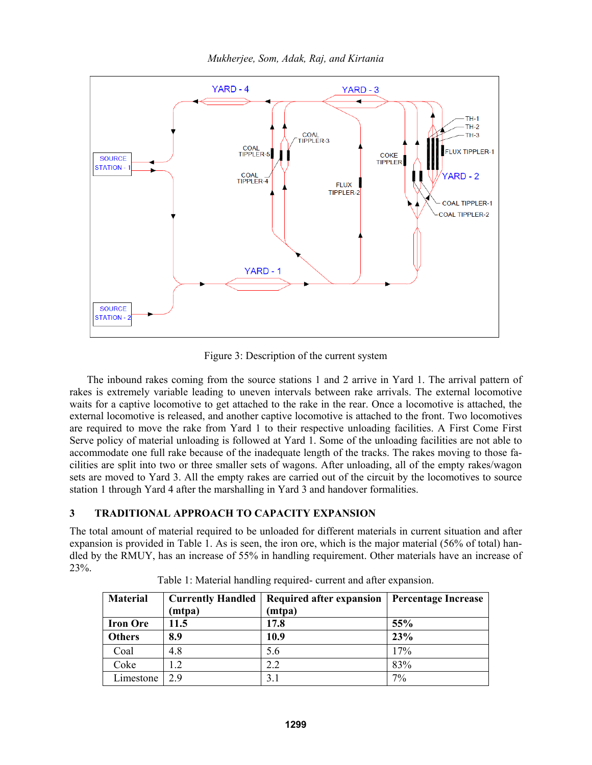Figure 3: Description of the current system

The inbound rakes coming from the source stations 1 and 2 arrive in Yard 1. The arrival pattern of rakes is extremely variable leading to uneven intervals between rake arrivals. The external locomotive waits for a captive locomotive to get attached to the rake in the rear. Once a locomotive is attached, the external locomotive is released, and another captive locomotive is attached to the front. Two locomotives are required to move the rake from Yard 1 to their respective unloading facilities. A First Come First Serve policy of material unloading is followed at Yard 1. Some of the unloading facilities are not able to accommodate one full rake because of the inadequate length of the tracks. The rakes moving to those facilities are split into two or three smaller sets of wagons. After unloading, all of the empty rakes/wagon sets are moved to Yard 3. All the empty rakes are carried out of the circuit by the locomotives to source station 1 through Yard 4 after the marshalling in Yard 3 and handover formalities.

## 3 TRADITIONAL APPROACH TO CAPACITY EXPANSION

The total amount of material required to be unloaded for different materials in current situation and after expansion is provided in Table 1. As is seen, the iron ore, which is the major material (56% of total) handled by the RMUY, has an increase of 55% in handling requirement. Other materials have an increase of 23%.

Table 1: Material handling required- current and after expansion.

| Material | Currently Handled (mtpa) | Required after expansion (mtpa) | Percentage Increase |
|---|---|---|---|
| **Iron Ore** | **11.5** | **17.8** | **55%** |
| **Others** | **8.9** | **10.9** | **23%** |
| Coal | 4.8 | 5.6 | 17% |
| Coke | 1.2 | 2.2 | 83% |
| Limestone | 2.9 | 3.1 | 7% |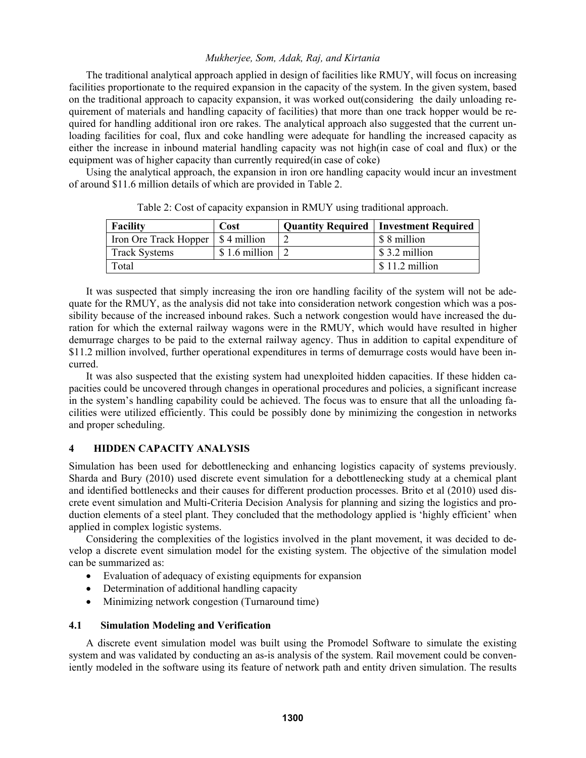The traditional analytical approach applied in design of facilities like RMUY, will focus on increasing facilities proportionate to the required expansion in the capacity of the system. In the given system, based on the traditional approach to capacity expansion, it was worked out(considering the daily unloading requirement of materials and handling capacity of facilities) that more than one track hopper would be required for handling additional iron ore rakes. The analytical approach also suggested that the current unloading facilities for coal, flux and coke handling were adequate for handling the increased capacity as either the increase in inbound material handling capacity was not high(in case of coal and flux) or the equipment was of higher capacity than currently required(in case of coke)

Using the analytical approach, the expansion in iron ore handling capacity would incur an investment of around \$11.6 million details of which are provided in Table 2.

Table 2: Cost of capacity expansion in RMUY using traditional approach.

| Facility | Cost | Quantity Required | Investment Required |
|---|---|---|---|
| Iron Ore Track Hopper | \$ 4 million | 2 | \$ 8 million |
| Track Systems | \$ 1.6 million | 2 | \$ 3.2 million |
| Total | | | \$ 11.2 million |

It was suspected that simply increasing the iron ore handling facility of the system will not be adequate for the RMUY, as the analysis did not take into consideration network congestion which was a possibility because of the increased inbound rakes. Such a network congestion would have increased the duration for which the external railway wagons were in the RMUY, which would have resulted in higher demurrage charges to be paid to the external railway agency. Thus in addition to capital expenditure of \$11.2 million involved, further operational expenditures in terms of demurrage costs would have been incurred.

It was also suspected that the existing system had unexploited hidden capacities. If these hidden capacities could be uncovered through changes in operational procedures and policies, a significant increase in the system's handling capability could be achieved. The focus was to ensure that all the unloading facilities were utilized efficiently. This could be possibly done by minimizing the congestion in networks and proper scheduling.

## 4 HIDDEN CAPACITY ANALYSIS

Simulation has been used for debottlenecking and enhancing logistics capacity of systems previously. Sharda and Bury (2010) used discrete event simulation for a debottlenecking study at a chemical plant and identified bottlenecks and their causes for different production processes. Brito et al (2010) used discrete event simulation and Multi-Criteria Decision Analysis for planning and sizing the logistics and production elements of a steel plant. They concluded that the methodology applied is 'highly efficient' when applied in complex logistic systems.

Considering the complexities of the logistics involved in the plant movement, it was decided to develop a discrete event simulation model for the existing system. The objective of the simulation model can be summarized as:

- Evaluation of adequacy of existing equipments for expansion
- Determination of additional handling capacity
- Minimizing network congestion (Turnaround time)

### 4.1 Simulation Modeling and Verification

A discrete event simulation model was built using the Promodel Software to simulate the existing system and was validated by conducting an as-is analysis of the system. Rail movement could be conveniently modeled in the software using its feature of network path and entity driven simulation. The results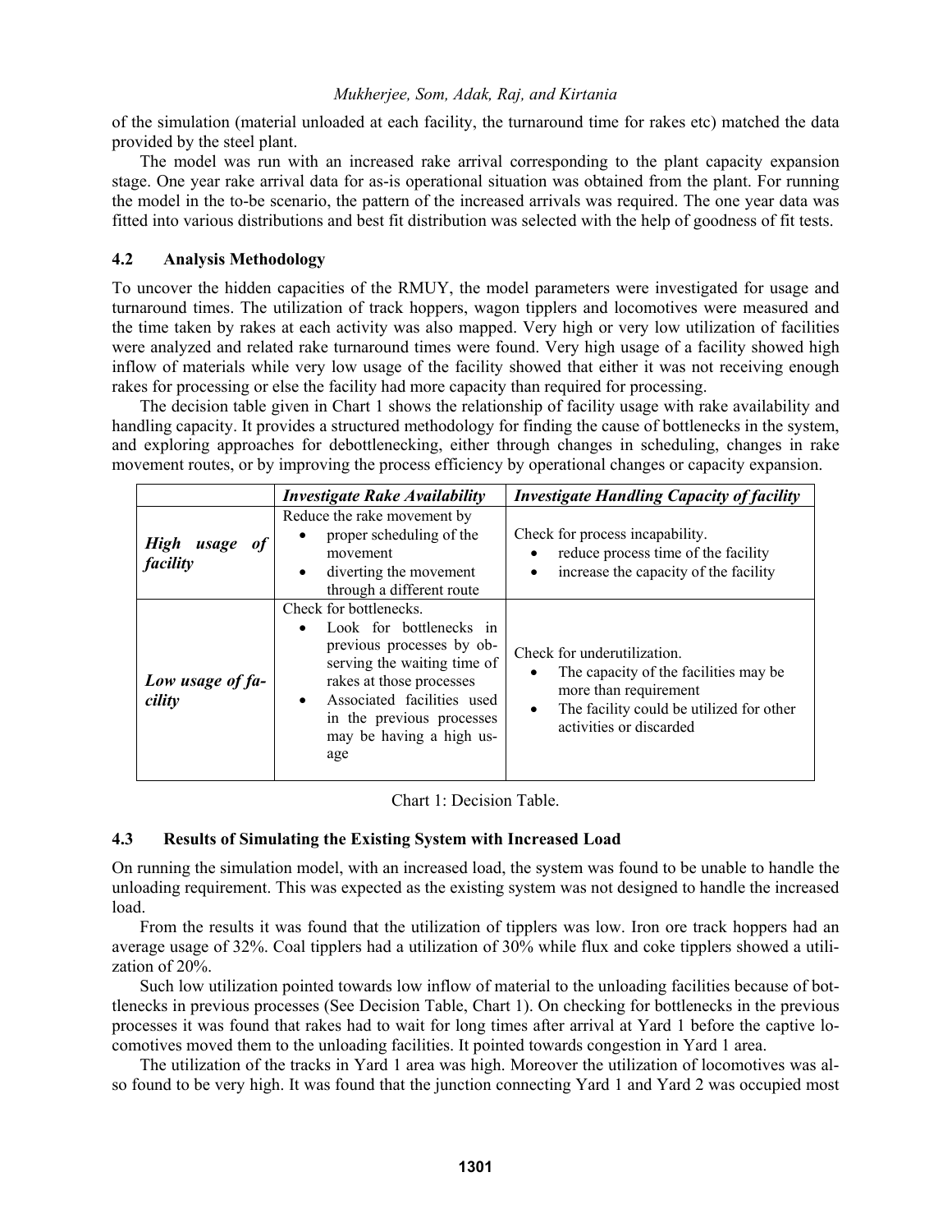of the simulation (material unloaded at each facility, the turnaround time for rakes etc) matched the data provided by the steel plant.

The model was run with an increased rake arrival corresponding to the plant capacity expansion stage. One year rake arrival data for as-is operational situation was obtained from the plant. For running the model in the to-be scenario, the pattern of the increased arrivals was required. The one year data was fitted into various distributions and best fit distribution was selected with the help of goodness of fit tests.

### 4.2 Analysis Methodology

To uncover the hidden capacities of the RMUY, the model parameters were investigated for usage and turnaround times. The utilization of track hoppers, wagon tipplers and locomotives were measured and the time taken by rakes at each activity was also mapped. Very high or very low utilization of facilities were analyzed and related rake turnaround times were found. Very high usage of a facility showed high inflow of materials while very low usage of the facility showed that either it was not receiving enough rakes for processing or else the facility had more capacity than required for processing.

The decision table given in Chart 1 shows the relationship of facility usage with rake availability and handling capacity. It provides a structured methodology for finding the cause of bottlenecks in the system, and exploring approaches for debottlenecking, either through changes in scheduling, changes in rake movement routes, or by improving the process efficiency by operational changes or capacity expansion.

| | ***Investigate Rake Availability*** | ***Investigate Handling Capacity of facility*** |
|---|---|---|
| ***High usage of facility*** | Reduce the rake movement by<br>• proper scheduling of the movement<br>• diverting the movement through a different route | Check for process incapability.<br>• reduce process time of the facility<br>• increase the capacity of the facility |
| ***Low usage of facility*** | Check for bottlenecks.<br>• Look for bottlenecks in previous processes by observing the waiting time of rakes at those processes<br>• Associated facilities used in the previous processes may be having a high usage | Check for underutilization.<br>• The capacity of the facilities may be more than requirement<br>• The facility could be utilized for other activities or discarded |

Chart 1: Decision Table.

### 4.3 Results of Simulating the Existing System with Increased Load

On running the simulation model, with an increased load, the system was found to be unable to handle the unloading requirement. This was expected as the existing system was not designed to handle the increased load.

From the results it was found that the utilization of tipplers was low. Iron ore track hoppers had an average usage of 32%. Coal tipplers had a utilization of 30% while flux and coke tipplers showed a utilization of 20%.

Such low utilization pointed towards low inflow of material to the unloading facilities because of bottlenecks in previous processes (See Decision Table, Chart 1). On checking for bottlenecks in the previous processes it was found that rakes had to wait for long times after arrival at Yard 1 before the captive locomotives moved them to the unloading facilities. It pointed towards congestion in Yard 1 area.

The utilization of the tracks in Yard 1 area was high. Moreover the utilization of locomotives was also found to be very high. It was found that the junction connecting Yard 1 and Yard 2 was occupied most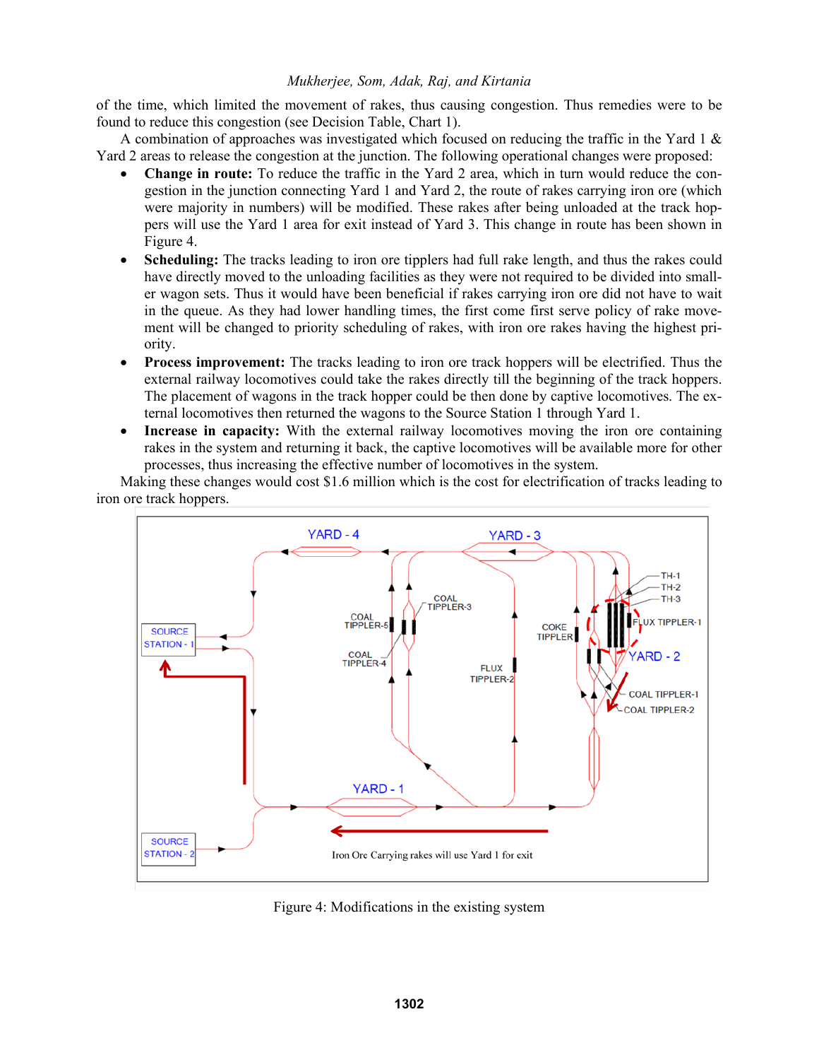of the time, which limited the movement of rakes, thus causing congestion. Thus remedies were to be found to reduce this congestion (see Decision Table, Chart 1).

A combination of approaches was investigated which focused on reducing the traffic in the Yard 1 & Yard 2 areas to release the congestion at the junction. The following operational changes were proposed:

- **Change in route:** To reduce the traffic in the Yard 2 area, which in turn would reduce the congestion in the junction connecting Yard 1 and Yard 2, the route of rakes carrying iron ore (which were majority in numbers) will be modified. These rakes after being unloaded at the track hoppers will use the Yard 1 area for exit instead of Yard 3. This change in route has been shown in Figure 4.
- **Scheduling:** The tracks leading to iron ore tipplers had full rake length, and thus the rakes could have directly moved to the unloading facilities as they were not required to be divided into smaller wagon sets. Thus it would have been beneficial if rakes carrying iron ore did not have to wait in the queue. As they had lower handling times, the first come first serve policy of rake movement will be changed to priority scheduling of rakes, with iron ore rakes having the highest priority.
- **Process improvement:** The tracks leading to iron ore track hoppers will be electrified. Thus the external railway locomotives could take the rakes directly till the beginning of the track hoppers. The placement of wagons in the track hopper could be then done by captive locomotives. The external locomotives then returned the wagons to the Source Station 1 through Yard 1.
- **Increase in capacity:** With the external railway locomotives moving the iron ore containing rakes in the system and returning it back, the captive locomotives will be available more for other processes, thus increasing the effective number of locomotives in the system.

Making these changes would cost $1.6 million which is the cost for electrification of tracks leading to iron ore track hoppers.

Figure 4: Modifications in the existing system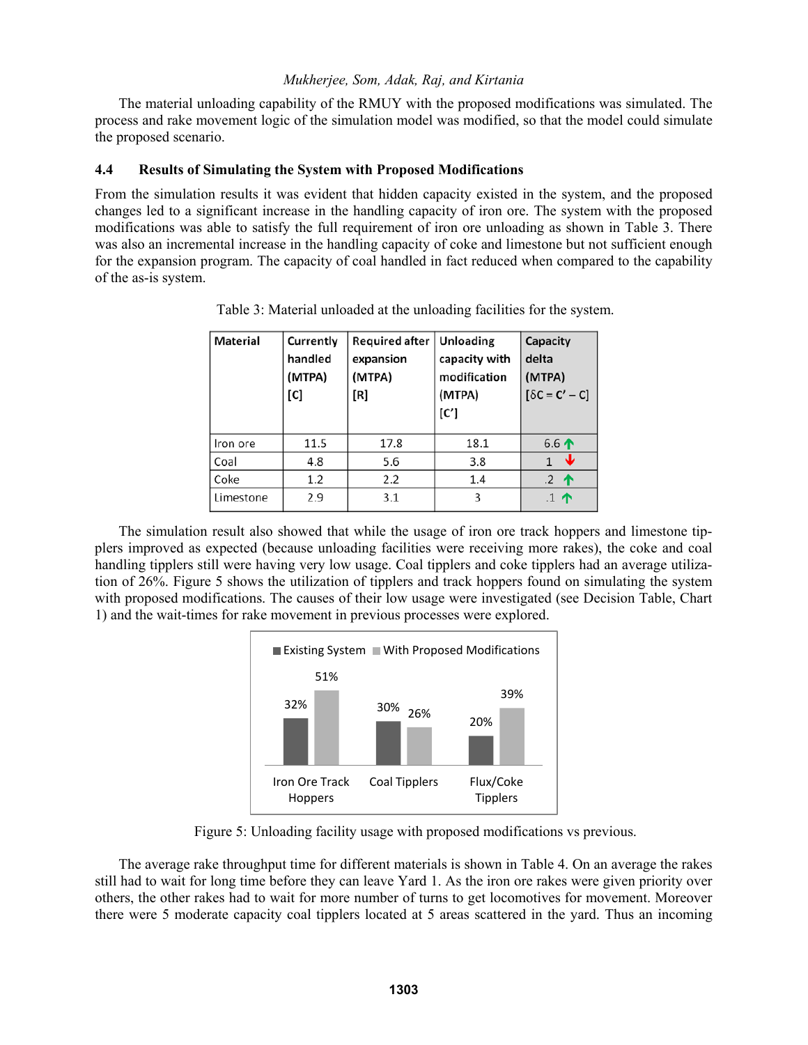The material unloading capability of the RMUY with the proposed modifications was simulated. The process and rake movement logic of the simulation model was modified, so that the model could simulate the proposed scenario.

### 4.4 Results of Simulating the System with Proposed Modifications

From the simulation results it was evident that hidden capacity existed in the system, and the proposed changes led to a significant increase in the handling capacity of iron ore. The system with the proposed modifications was able to satisfy the full requirement of iron ore unloading as shown in Table 3. There was also an incremental increase in the handling capacity of coke and limestone but not sufficient enough for the expansion program. The capacity of coal handled in fact reduced when compared to the capability of the as-is system.

Table 3: Material unloaded at the unloading facilities for the system.

| Material | Currently handled (MTPA) [C] | Required after expansion (MTPA) [R] | Unloading capacity with modification (MTPA) [C'] | Capacity delta (MTPA) [δC = C' – C] |
|---|---|---|---|---|
| Iron ore | 11.5 | 17.8 | 18.1 | 6.6 ↑ |
| Coal | 4.8 | 5.6 | 3.8 | 1 ↓ |
| Coke | 1.2 | 2.2 | 1.4 | .2 ↑ |
| Limestone | 2.9 | 3.1 | 3 | .1 ↑ |

The simulation result also showed that while the usage of iron ore track hoppers and limestone tipplers improved as expected (because unloading facilities were receiving more rakes), the coke and coal handling tipplers still were having very low usage. Coal tipplers and coke tipplers had an average utilization of 26%. Figure 5 shows the utilization of tipplers and track hoppers found on simulating the system with proposed modifications. The causes of their low usage were investigated (see Decision Table, Chart 1) and the wait-times for rake movement in previous processes were explored.

| | Existing System | With Proposed Modifications |
|---|---|---|
| Iron Ore Track Hoppers | 32% | 51% |
| Coal Tipplers | 30% | 26% |
| Flux/Coke Tipplers | 20% | 39% |

Figure 5: Unloading facility usage with proposed modifications vs previous.

The average rake throughput time for different materials is shown in Table 4. On an average the rakes still had to wait for long time before they can leave Yard 1. As the iron ore rakes were given priority over others, the other rakes had to wait for more number of turns to get locomotives for movement. Moreover there were 5 moderate capacity coal tipplers located at 5 areas scattered in the yard. Thus an incoming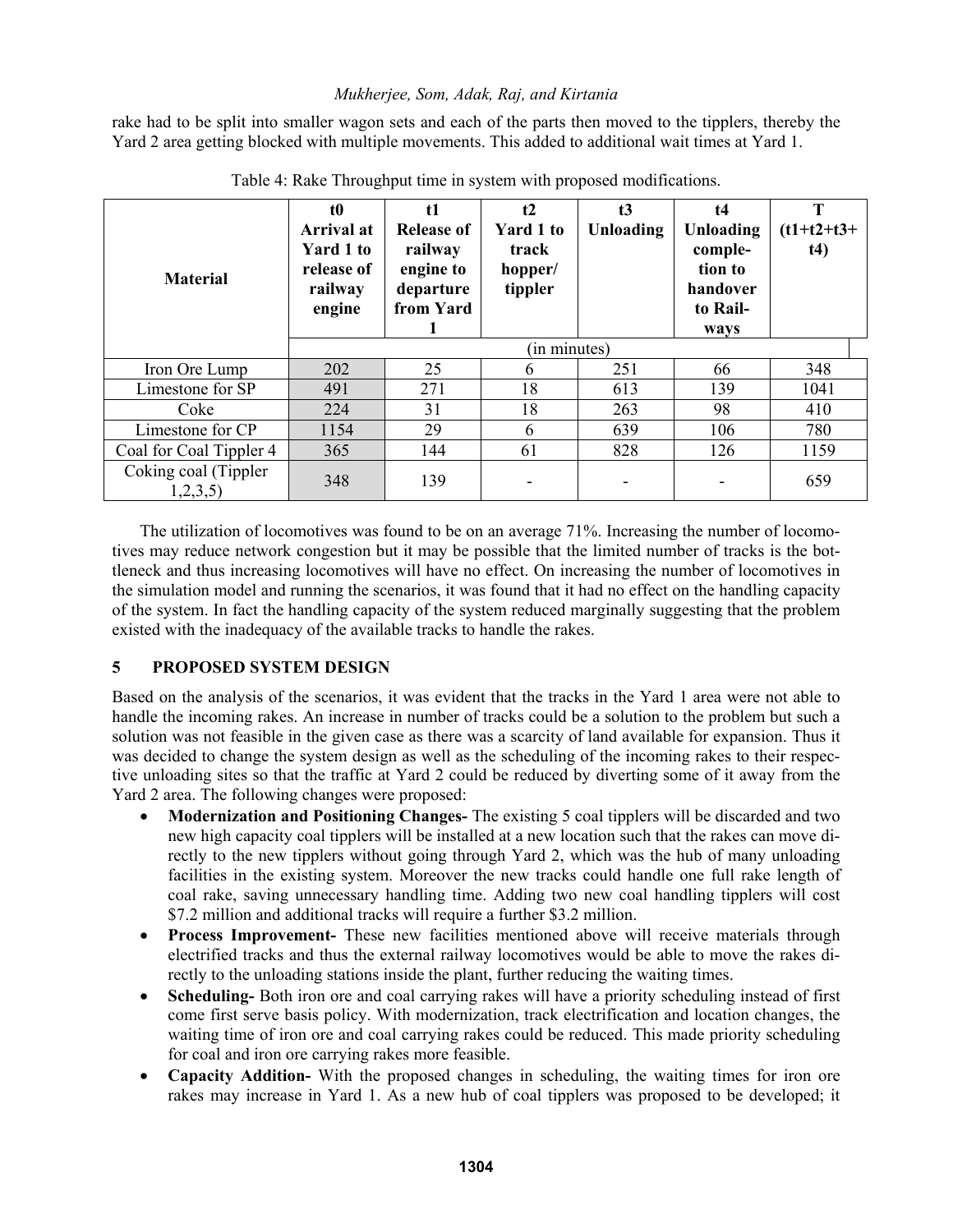rake had to be split into smaller wagon sets and each of the parts then moved to the tipplers, thereby the Yard 2 area getting blocked with multiple movements. This added to additional wait times at Yard 1.

Table 4: Rake Throughput time in system with proposed modifications.

| Material | t0 Arrival at Yard 1 to release of railway engine | t1 Release of railway engine to departure from Yard 1 | t2 Yard 1 to track hopper/ tippler | t3 Unloading | t4 Unloading completion to handover to Railways | T (t1+t2+t3+ t4) |
|---|---|---|---|---|---|---|
| | (in minutes) | | | | | |
| Iron Ore Lump | 202 | 25 | 6 | 251 | 66 | 348 |
| Limestone for SP | 491 | 271 | 18 | 613 | 139 | 1041 |
| Coke | 224 | 31 | 18 | 263 | 98 | 410 |
| Limestone for CP | 1154 | 29 | 6 | 639 | 106 | 780 |
| Coal for Coal Tippler 4 | 365 | 144 | 61 | 828 | 126 | 1159 |
| Coking coal (Tippler 1,2,3,5) | 348 | 139 | - | - | - | 659 |

The utilization of locomotives was found to be on an average 71%. Increasing the number of locomotives may reduce network congestion but it may be possible that the limited number of tracks is the bottleneck and thus increasing locomotives will have no effect. On increasing the number of locomotives in the simulation model and running the scenarios, it was found that it had no effect on the handling capacity of the system. In fact the handling capacity of the system reduced marginally suggesting that the problem existed with the inadequacy of the available tracks to handle the rakes.

## 5 PROPOSED SYSTEM DESIGN

Based on the analysis of the scenarios, it was evident that the tracks in the Yard 1 area were not able to handle the incoming rakes. An increase in number of tracks could be a solution to the problem but such a solution was not feasible in the given case as there was a scarcity of land available for expansion. Thus it was decided to change the system design as well as the scheduling of the incoming rakes to their respective unloading sites so that the traffic at Yard 2 could be reduced by diverting some of it away from the Yard 2 area. The following changes were proposed:

- **Modernization and Positioning Changes-** The existing 5 coal tipplers will be discarded and two new high capacity coal tipplers will be installed at a new location such that the rakes can move directly to the new tipplers without going through Yard 2, which was the hub of many unloading facilities in the existing system. Moreover the new tracks could handle one full rake length of coal rake, saving unnecessary handling time. Adding two new coal handling tipplers will cost $7.2 million and additional tracks will require a further $3.2 million.
- **Process Improvement-** These new facilities mentioned above will receive materials through electrified tracks and thus the external railway locomotives would be able to move the rakes directly to the unloading stations inside the plant, further reducing the waiting times.
- **Scheduling-** Both iron ore and coal carrying rakes will have a priority scheduling instead of first come first serve basis policy. With modernization, track electrification and location changes, the waiting time of iron ore and coal carrying rakes could be reduced. This made priority scheduling for coal and iron ore carrying rakes more feasible.
- **Capacity Addition-** With the proposed changes in scheduling, the waiting times for iron ore rakes may increase in Yard 1. As a new hub of coal tipplers was proposed to be developed; it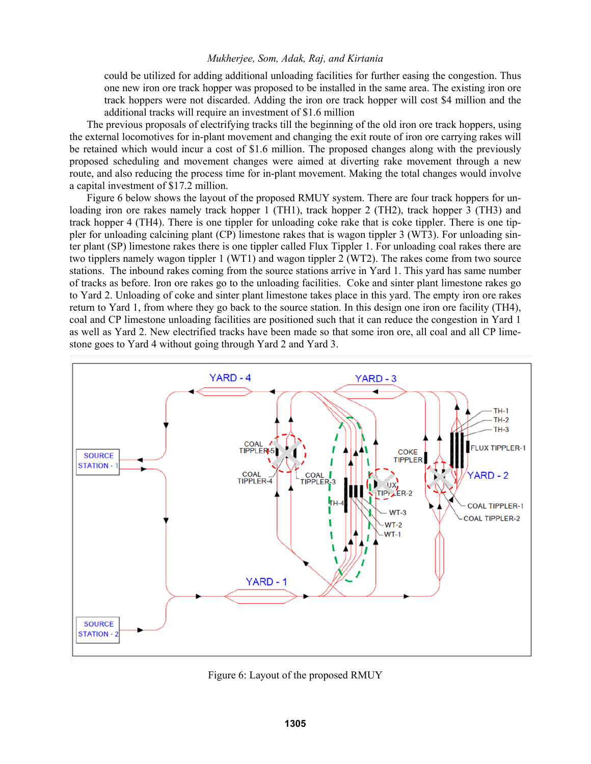could be utilized for adding additional unloading facilities for further easing the congestion. Thus one new iron ore track hopper was proposed to be installed in the same area. The existing iron ore track hoppers were not discarded. Adding the iron ore track hopper will cost $4 million and the additional tracks will require an investment of $1.6 million

The previous proposals of electrifying tracks till the beginning of the old iron ore track hoppers, using the external locomotives for in-plant movement and changing the exit route of iron ore carrying rakes will be retained which would incur a cost of $1.6 million. The proposed changes along with the previously proposed scheduling and movement changes were aimed at diverting rake movement through a new route, and also reducing the process time for in-plant movement. Making the total changes would involve a capital investment of $17.2 million.

Figure 6 below shows the layout of the proposed RMUY system. There are four track hoppers for unloading iron ore rakes namely track hopper 1 (TH1), track hopper 2 (TH2), track hopper 3 (TH3) and track hopper 4 (TH4). There is one tippler for unloading coke rake that is coke tippler. There is one tippler for unloading calcining plant (CP) limestone rakes that is wagon tippler 3 (WT3). For unloading sinter plant (SP) limestone rakes there is one tippler called Flux Tippler 1. For unloading coal rakes there are two tipplers namely wagon tippler 1 (WT1) and wagon tippler 2 (WT2). The rakes come from two source stations. The inbound rakes coming from the source stations arrive in Yard 1. This yard has same number of tracks as before. Iron ore rakes go to the unloading facilities. Coke and sinter plant limestone rakes go to Yard 2. Unloading of coke and sinter plant limestone takes place in this yard. The empty iron ore rakes return to Yard 1, from where they go back to the source station. In this design one iron ore facility (TH4), coal and CP limestone unloading facilities are positioned such that it can reduce the congestion in Yard 1 as well as Yard 2. New electrified tracks have been made so that some iron ore, all coal and all CP limestone goes to Yard 4 without going through Yard 2 and Yard 3.

Figure 6: Layout of the proposed RMUY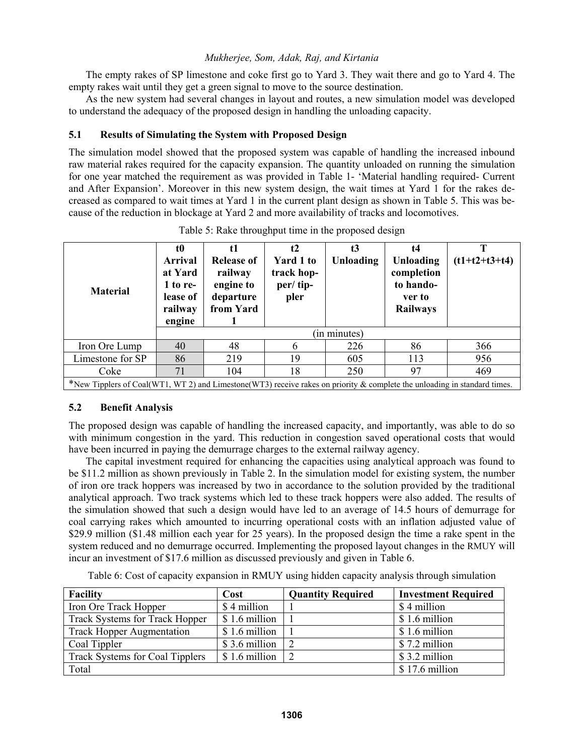The empty rakes of SP limestone and coke first go to Yard 3. They wait there and go to Yard 4. The empty rakes wait until they get a green signal to move to the source destination.

As the new system had several changes in layout and routes, a new simulation model was developed to understand the adequacy of the proposed design in handling the unloading capacity.

### 5.1 Results of Simulating the System with Proposed Design

The simulation model showed that the proposed system was capable of handling the increased inbound raw material rakes required for the capacity expansion. The quantity unloaded on running the simulation for one year matched the requirement as was provided in Table 1- 'Material handling required- Current and After Expansion'. Moreover in this new system design, the wait times at Yard 1 for the rakes decreased as compared to wait times at Yard 1 in the current plant design as shown in Table 5. This was because of the reduction in blockage at Yard 2 and more availability of tracks and locomotives.

Table 5: Rake throughput time in the proposed design

| Material | t0 Arrival at Yard 1 to release of railway engine | t1 Release of railway engine to departure from Yard 1 | t2 Yard 1 to track hopper/ tippler | t3 Unloading | t4 Unloading completion to handover to Railways | T (t1+t2+t3+t4) |
|---|---|---|---|---|---|---|
| | (in minutes) | | | | | |
| Iron Ore Lump | 40 | 48 | 6 | 226 | 86 | 366 |
| Limestone for SP | 86 | 219 | 19 | 605 | 113 | 956 |
| Coke | 71 | 104 | 18 | 250 | 97 | 469 |

*New Tipplers of Coal(WT1, WT 2) and Limestone(WT3) receive rakes on priority & complete the unloading in standard times.

### 5.2 Benefit Analysis

The proposed design was capable of handling the increased capacity, and importantly, was able to do so with minimum congestion in the yard. This reduction in congestion saved operational costs that would have been incurred in paying the demurrage charges to the external railway agency.

The capital investment required for enhancing the capacities using analytical approach was found to be \$11.2 million as shown previously in Table 2. In the simulation model for existing system, the number of iron ore track hoppers was increased by two in accordance to the solution provided by the traditional analytical approach. Two track systems which led to these track hoppers were also added. The results of the simulation showed that such a design would have led to an average of 14.5 hours of demurrage for coal carrying rakes which amounted to incurring operational costs with an inflation adjusted value of \$29.9 million (\$1.48 million each year for 25 years). In the proposed design the time a rake spent in the system reduced and no demurrage occurred. Implementing the proposed layout changes in the RMUY will incur an investment of \$17.6 million as discussed previously and given in Table 6.

Table 6: Cost of capacity expansion in RMUY using hidden capacity analysis through simulation

| Facility | Cost | Quantity Required | Investment Required |
|---|---|---|---|
| Iron Ore Track Hopper | \$ 4 million | 1 | \$ 4 million |
| Track Systems for Track Hopper | \$ 1.6 million | 1 | \$ 1.6 million |
| Track Hopper Augmentation | \$ 1.6 million | 1 | \$ 1.6 million |
| Coal Tippler | \$ 3.6 million | 2 | \$ 7.2 million |
| Track Systems for Coal Tipplers | \$ 1.6 million | 2 | \$ 3.2 million |
| Total | | | \$ 17.6 million |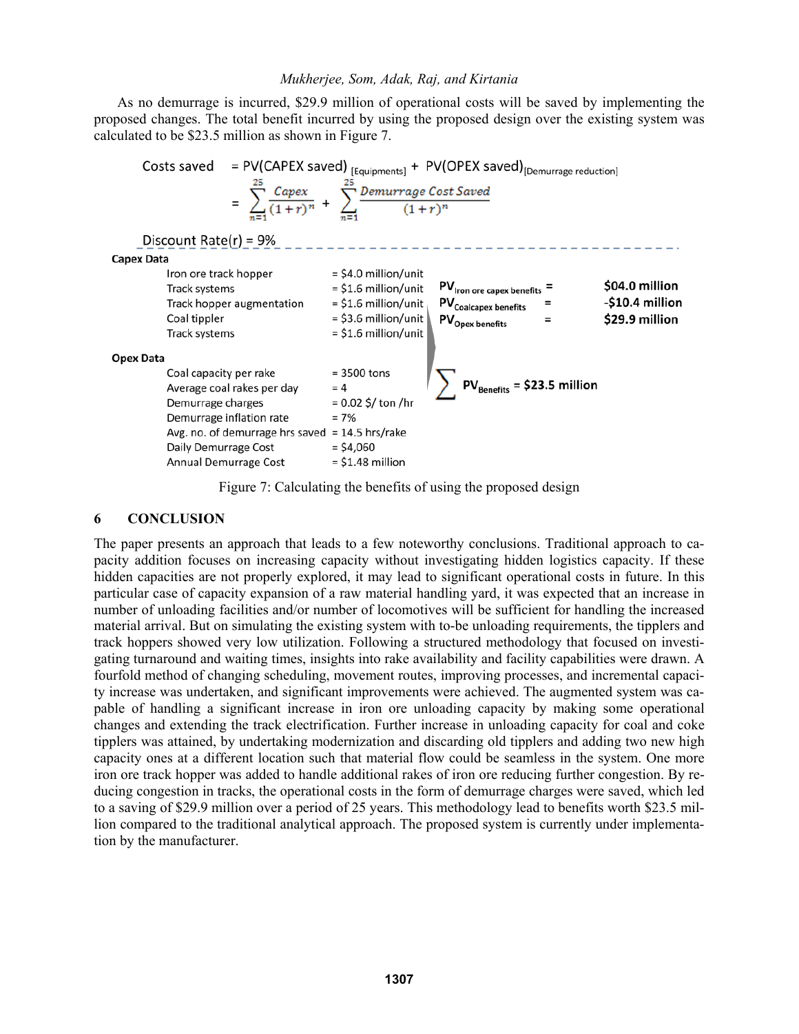As no demurrage is incurred, \$29.9 million of operational costs will be saved by implementing the proposed changes. The total benefit incurred by using the proposed design over the existing system was calculated to be \$23.5 million as shown in Figure 7.

$$\text{Costs saved} = PV(\text{CAPEX saved})_{[\text{Equipments}]} + PV(\text{OPEX saved})_{[\text{Demurrage reduction}]}$$

$$= \sum_{n=1}^{25} \frac{Capex}{(1+r)^n} + \sum_{n=1}^{25} \frac{Demurrage\ Cost\ Saved}{(1+r)^n}$$

Discount Rate(r) = 9%

**Capex Data**

| | |
|---|---|
| Iron ore track hopper | = \$4.0 million/unit |
| Track systems | = \$1.6 million/unit |
| Track hopper augmentation | = \$1.6 million/unit |
| Coal tippler | = \$3.6 million/unit |
| Track systems | = \$1.6 million/unit |

$PV_{\text{Iron ore capex benefits}}$ = **\$04.0 million**

$PV_{\text{Coalcapex benefits}}$ = **-\$10.4 million**

$PV_{\text{Opex benefits}}$ = **\$29.9 million**

**Opex Data**

| | |
|---|---|
| Coal capacity per rake | = 3500 tons |
| Average coal rakes per day | = 4 |
| Demurrage charges | = 0.02 \$/ ton /hr |
| Demurrage inflation rate | = 7% |
| Avg. no. of demurrage hrs saved | = 14.5 hrs/rake |
| Daily Demurrage Cost | = \$4,060 |
| Annual Demurrage Cost | = \$1.48 million |

$$\sum PV_{\text{Benefits}} = \$23.5 \text{ million}$$

Figure 7: Calculating the benefits of using the proposed design

## 6 CONCLUSION

The paper presents an approach that leads to a few noteworthy conclusions. Traditional approach to capacity addition focuses on increasing capacity without investigating hidden logistics capacity. If these hidden capacities are not properly explored, it may lead to significant operational costs in future. In this particular case of capacity expansion of a raw material handling yard, it was expected that an increase in number of unloading facilities and/or number of locomotives will be sufficient for handling the increased material arrival. But on simulating the existing system with to-be unloading requirements, the tipplers and track hoppers showed very low utilization. Following a structured methodology that focused on investigating turnaround and waiting times, insights into rake availability and facility capabilities were drawn. A fourfold method of changing scheduling, movement routes, improving processes, and incremental capacity increase was undertaken, and significant improvements were achieved. The augmented system was capable of handling a significant increase in iron ore unloading capacity by making some operational changes and extending the track electrification. Further increase in unloading capacity for coal and coke tipplers was attained, by undertaking modernization and discarding old tipplers and adding two new high capacity ones at a different location such that material flow could be seamless in the system. One more iron ore track hopper was added to handle additional rakes of iron ore reducing further congestion. By reducing congestion in tracks, the operational costs in the form of demurrage charges were saved, which led to a saving of \$29.9 million over a period of 25 years. This methodology lead to benefits worth \$23.5 million compared to the traditional analytical approach. The proposed system is currently under implementation by the manufacturer.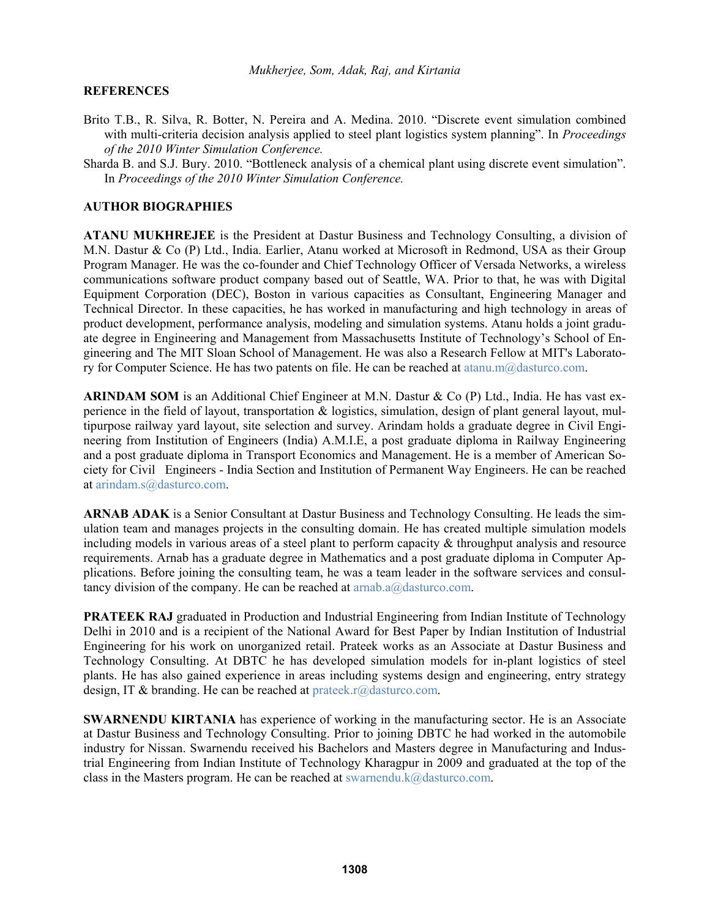## REFERENCES

Brito T.B., R. Silva, R. Botter, N. Pereira and A. Medina. 2010. "Discrete event simulation combined with multi-criteria decision analysis applied to steel plant logistics system planning". In *Proceedings of the 2010 Winter Simulation Conference.*

Sharda B. and S.J. Bury. 2010. "Bottleneck analysis of a chemical plant using discrete event simulation". In *Proceedings of the 2010 Winter Simulation Conference.*

## AUTHOR BIOGRAPHIES

**ATANU MUKHREJEE** is the President at Dastur Business and Technology Consulting, a division of M.N. Dastur & Co (P) Ltd., India. Earlier, Atanu worked at Microsoft in Redmond, USA as their Group Program Manager. He was the co-founder and Chief Technology Officer of Versada Networks, a wireless communications software product company based out of Seattle, WA. Prior to that, he was with Digital Equipment Corporation (DEC), Boston in various capacities as Consultant, Engineering Manager and Technical Director. In these capacities, he has worked in manufacturing and high technology in areas of product development, performance analysis, modeling and simulation systems. Atanu holds a joint graduate degree in Engineering and Management from Massachusetts Institute of Technology's School of Engineering and The MIT Sloan School of Management. He was also a Research Fellow at MIT's Laboratory for Computer Science. He has two patents on file. He can be reached at atanu.m@dasturco.com.

**ARINDAM SOM** is an Additional Chief Engineer at M.N. Dastur & Co (P) Ltd., India. He has vast experience in the field of layout, transportation & logistics, simulation, design of plant general layout, multipurpose railway yard layout, site selection and survey. Arindam holds a graduate degree in Civil Engineering from Institution of Engineers (India) A.M.I.E, a post graduate diploma in Railway Engineering and a post graduate diploma in Transport Economics and Management. He is a member of American Society for Civil Engineers - India Section and Institution of Permanent Way Engineers. He can be reached at arindam.s@dasturco.com.

**ARNAB ADAK** is a Senior Consultant at Dastur Business and Technology Consulting. He leads the simulation team and manages projects in the consulting domain. He has created multiple simulation models including models in various areas of a steel plant to perform capacity & throughput analysis and resource requirements. Arnab has a graduate degree in Mathematics and a post graduate diploma in Computer Applications. Before joining the consulting team, he was a team leader in the software services and consultancy division of the company. He can be reached at arnab.a@dasturco.com.

**PRATEEK RAJ** graduated in Production and Industrial Engineering from Indian Institute of Technology Delhi in 2010 and is a recipient of the National Award for Best Paper by Indian Institution of Industrial Engineering for his work on unorganized retail. Prateek works as an Associate at Dastur Business and Technology Consulting. At DBTC he has developed simulation models for in-plant logistics of steel plants. He has also gained experience in areas including systems design and engineering, entry strategy design, IT & branding. He can be reached at prateek.r@dasturco.com.

**SWARNENDU KIRTANIA** has experience of working in the manufacturing sector. He is an Associate at Dastur Business and Technology Consulting. Prior to joining DBTC he had worked in the automobile industry for Nissan. Swarnendu received his Bachelors and Masters degree in Manufacturing and Industrial Engineering from Indian Institute of Technology Kharagpur in 2009 and graduated at the top of the class in the Masters program. He can be reached at swarnendu.k@dasturco.com.